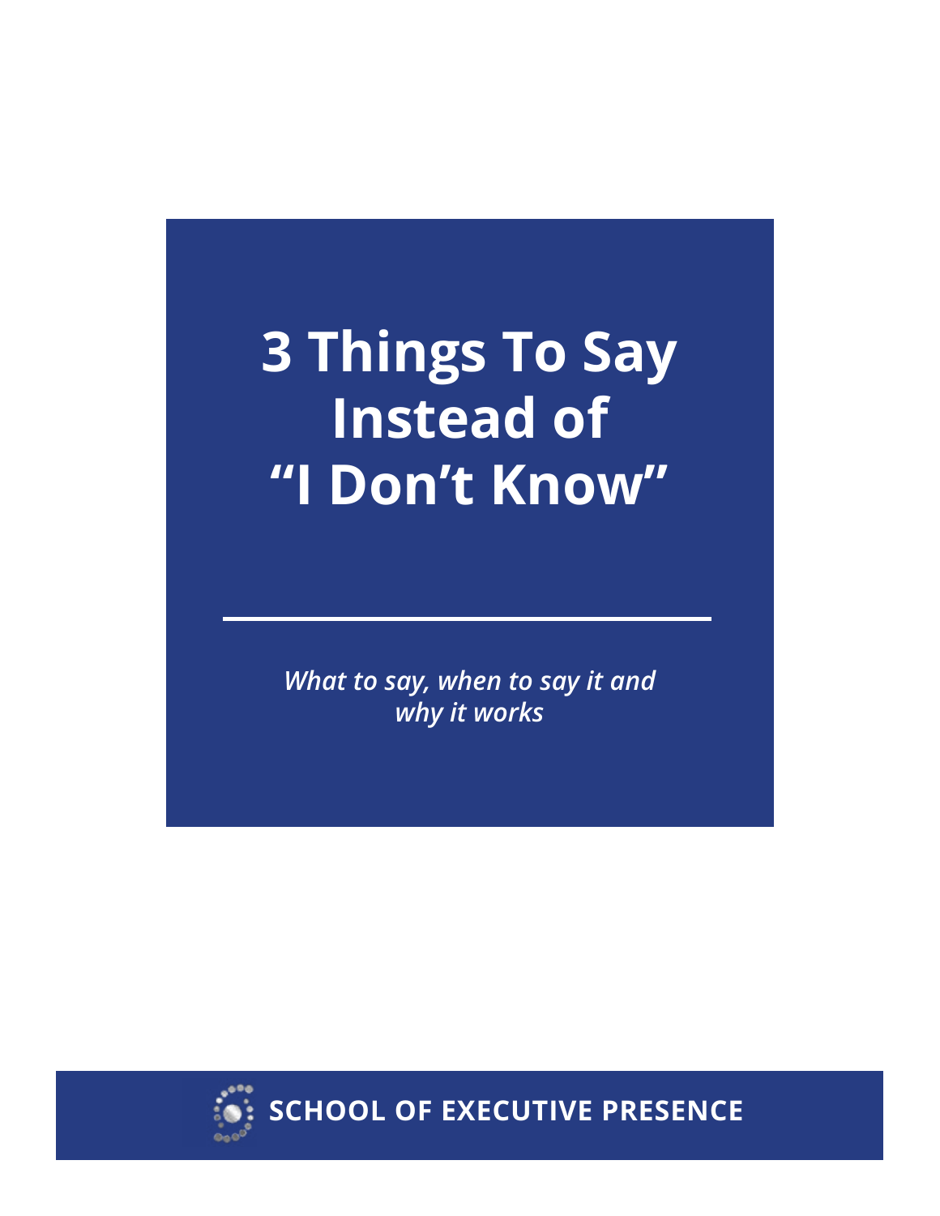# 3 Things To Say Instead of "I Don't Know"

*What to say, when to say it and why it works*

**SCHOOL OF EXECUTIVE PRESENCE**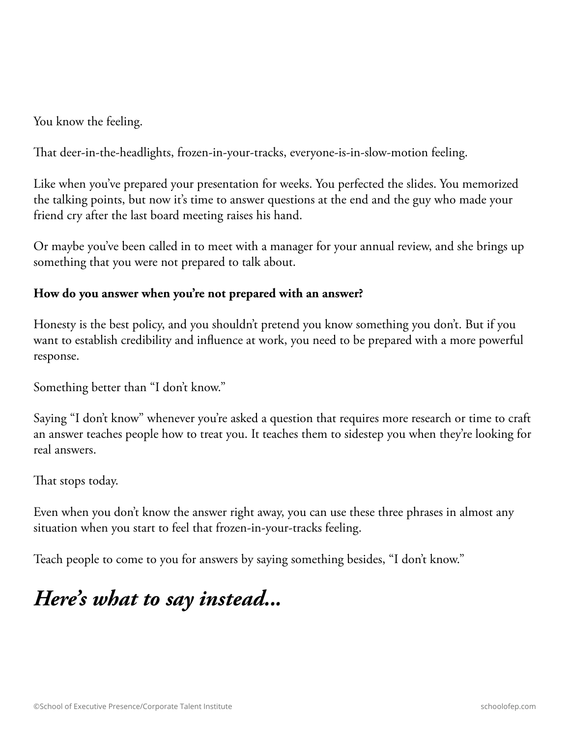You know the feeling.

That deer-in-the-headlights, frozen-in-your-tracks, everyone-is-in-slow-motion feeling.

Like when you've prepared your presentation for weeks. You perfected the slides. You memorized the talking points, but now it's time to answer questions at the end and the guy who made your friend cry after the last board meeting raises his hand.

Or maybe you've been called in to meet with a manager for your annual review, and she brings up something that you were not prepared to talk about.

**How do you answer when you're not prepared with an answer?**

Honesty is the best policy, and you shouldn't pretend you know something you don't. But if you want to establish credibility and influence at work, you need to be prepared with a more powerful response.

Something better than "I don't know."

Saying "I don't know" whenever you're asked a question that requires more research or time to craft an answer teaches people how to treat you. It teaches them to sidestep you when they're looking for real answers.

That stops today.

Even when you don't know the answer right away, you can use these three phrases in almost any situation when you start to feel that frozen-in-your-tracks feeling.

Teach people to come to you for answers by saying something besides, "I don't know."

## ***Here's what to say instead...***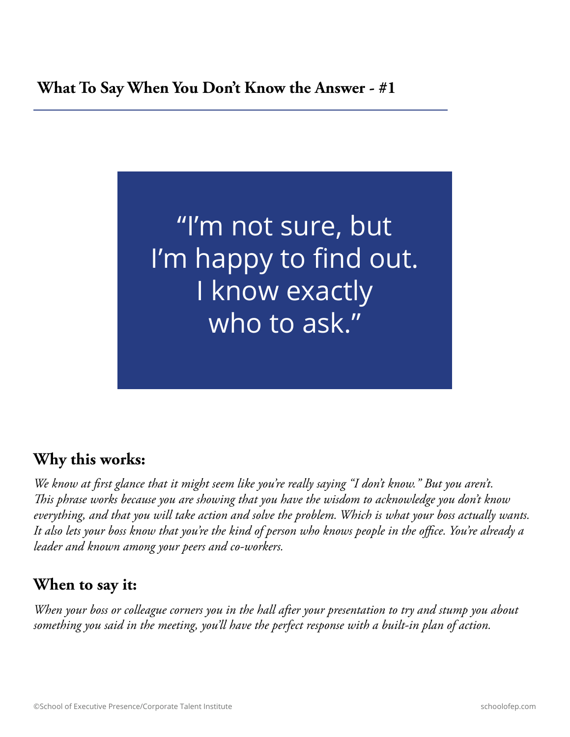## What To Say When You Don't Know the Answer - #1

> "I'm not sure, but I'm happy to find out. I know exactly who to ask."

### Why this works:

*We know at first glance that it might seem like you're really saying "I don't know." But you aren't. This phrase works because you are showing that you have the wisdom to acknowledge you don't know everything, and that you will take action and solve the problem. Which is what your boss actually wants. It also lets your boss know that you're the kind of person who knows people in the office. You're already a leader and known among your peers and co-workers.*

### When to say it:

*When your boss or colleague corners you in the hall after your presentation to try and stump you about something you said in the meeting, you'll have the perfect response with a built-in plan of action.*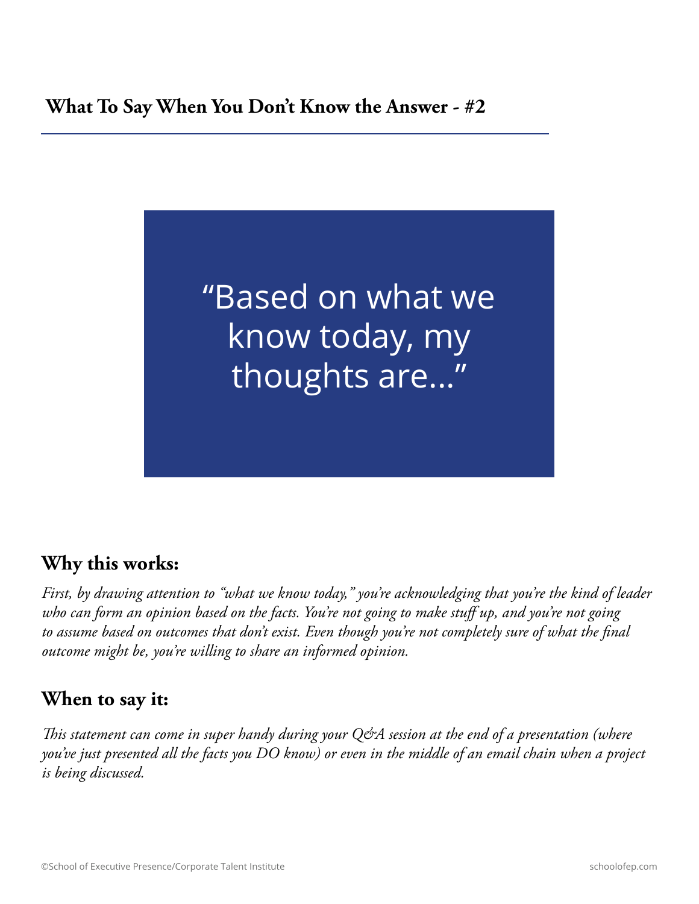## What To Say When You Don't Know the Answer - #2

> "Based on what we know today, my thoughts are..."

### Why this works:

*First, by drawing attention to "what we know today," you're acknowledging that you're the kind of leader who can form an opinion based on the facts. You're not going to make stuff up, and you're not going to assume based on outcomes that don't exist. Even though you're not completely sure of what the final outcome might be, you're willing to share an informed opinion.*

### When to say it:

*This statement can come in super handy during your Q&A session at the end of a presentation (where you've just presented all the facts you DO know) or even in the middle of an email chain when a project is being discussed.*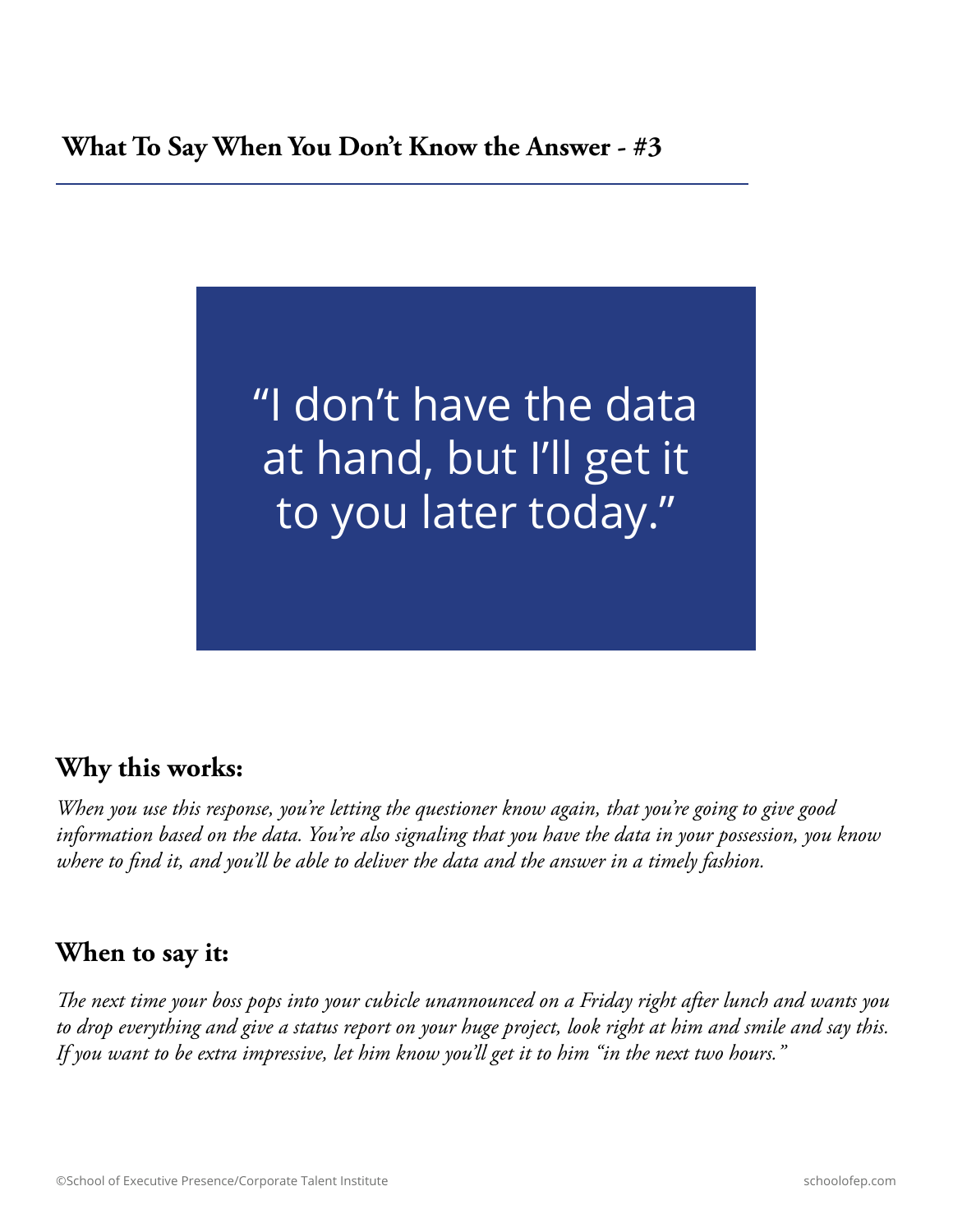## What To Say When You Don't Know the Answer - #3

> "I don't have the data at hand, but I'll get it to you later today."

### Why this works:

*When you use this response, you're letting the questioner know again, that you're going to give good information based on the data. You're also signaling that you have the data in your possession, you know where to find it, and you'll be able to deliver the data and the answer in a timely fashion.*

### When to say it:

*The next time your boss pops into your cubicle unannounced on a Friday right after lunch and wants you to drop everything and give a status report on your huge project, look right at him and smile and say this. If you want to be extra impressive, let him know you'll get it to him "in the next two hours."*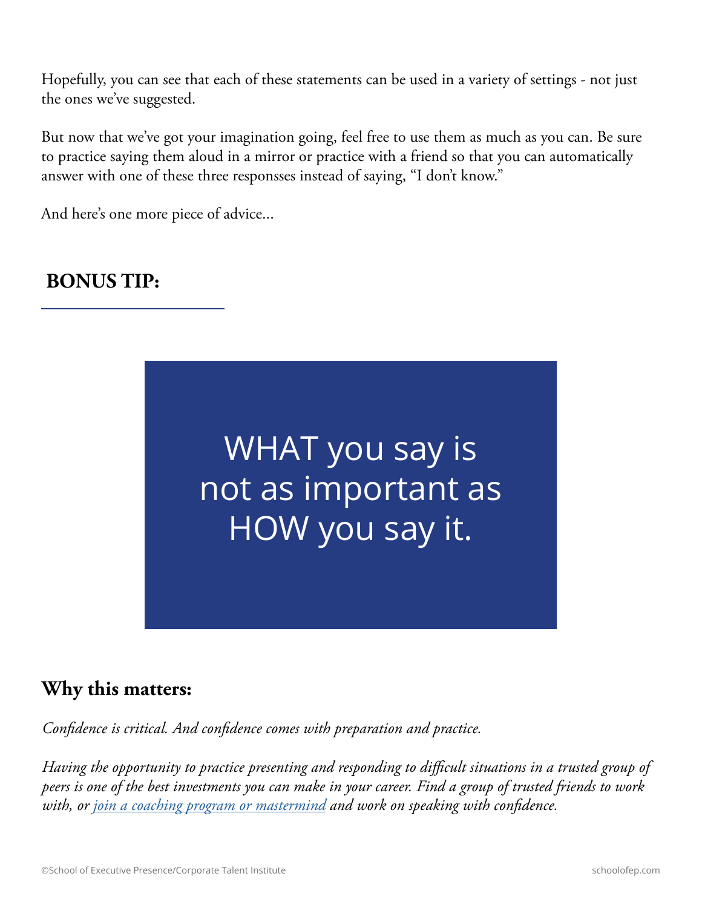Hopefully, you can see that each of these statements can be used in a variety of settings - not just the ones we've suggested.

But now that we've got your imagination going, feel free to use them as much as you can. Be sure to practice saying them aloud in a mirror or practice with a friend so that you can automatically answer with one of these three responsses instead of saying, "I don't know."

And here's one more piece of advice...

## BONUS TIP:

WHAT you say is not as important as HOW you say it.

## Why this matters:

*Confidence is critical. And confidence comes with preparation and practice.*

*Having the opportunity to practice presenting and responding to difficult situations in a trusted group of peers is one of the best investments you can make in your career. Find a group of trusted friends to work with, or join a coaching program or mastermind and work on speaking with confidence.*